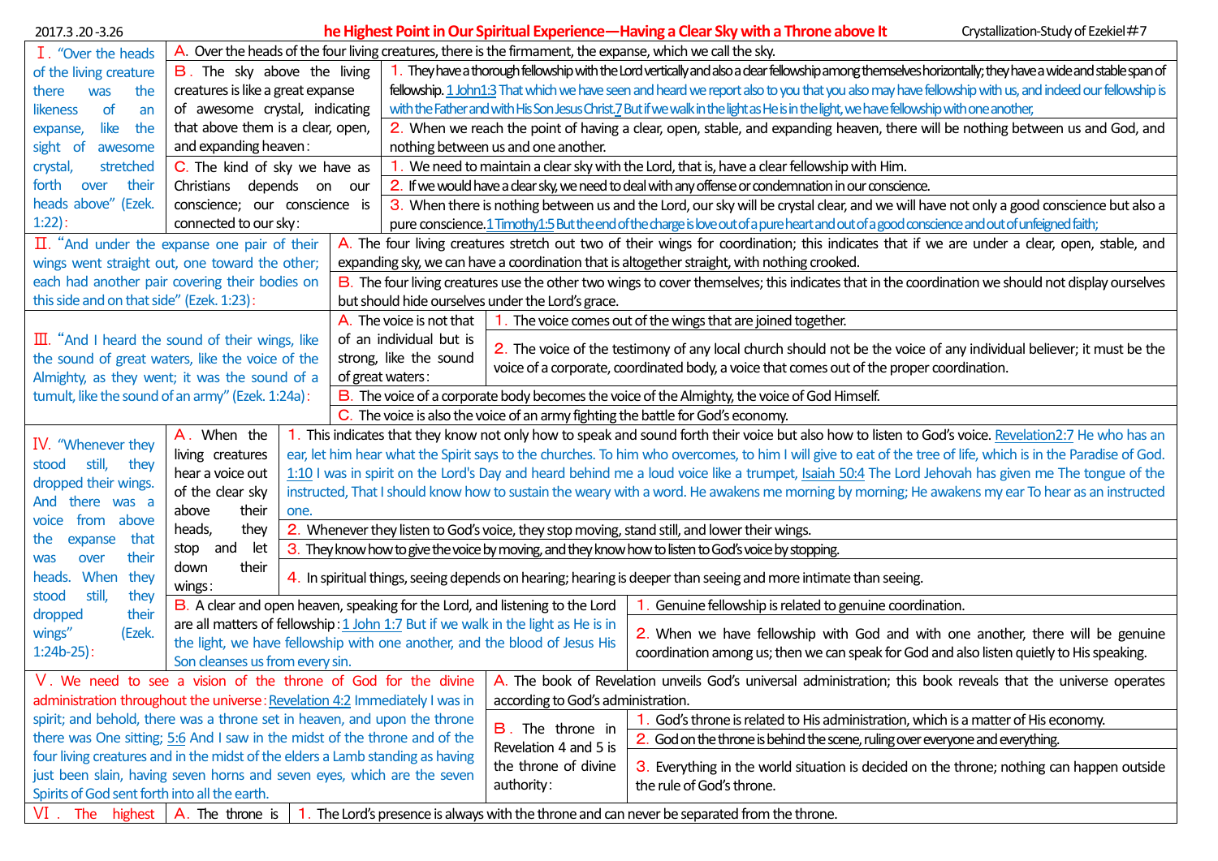2017.3.20-3.26

# he Highest Point in Our Spiritual Experience—Having a Clear Sky with a Throne above It

Crystallization-Study of Ezekiel＃7

Ⅰ. "Over the heads of the living creature there was the likeness of an expanse, like the sight of awesome crystal, stretched forth over their heads above" (Ezek. 1:22):

A. Over the heads of the four living creatures, there is the firmament, the expanse, which we call the sky.

B. The sky above the living creatures is like a great expanse of awesome crystal, indicating that above them is a clear, open, and expanding heaven:

1. They have a thorough fellowship with the Lord vertically and also a clear fellowship among themselves horizontally; they have a wide and stable span of fellowship. 1 John1:3 That which we have seen and heard we report also to you that you also may have fellowship with us, and indeed our fellowship is with the Father and with His Son Jesus Christ. 7 But if we walk in the light as He is in the light, we have fellowship with one another,

2. When we reach the point of having a clear, open, stable, and expanding heaven, there will be nothing between us and God, and nothing between us and one another.

C. The kind of sky we have as Christians depends on our conscience; our conscience is connected to our sky:

1. We need to maintain a clear sky with the Lord, that is, have a clear fellowship with Him.

2. If we would have a clear sky, we need to deal with any offense or condemnation in our conscience.

3. When there is nothing between us and the Lord, our sky will be crystal clear, and we will have not only a good conscience but also a pure conscience. 1 Timothy1:5 But the end of the charge is love out of a pure heart and out of a good conscience and out of unfeigned faith;

Ⅱ. "And under the expanse one pair of their wings went straight out, one toward the other; each had another pair covering their bodies on this side and on that side" (Ezek. 1:23):

A. The four living creatures stretch out two of their wings for coordination; this indicates that if we are under a clear, open, stable, and expanding sky, we can have a coordination that is altogether straight, with nothing crooked.

B. The four living creatures use the other two wings to cover themselves; this indicates that in the coordination we should not display ourselves but should hide ourselves under the Lord's grace.

Ⅲ. "And I heard the sound of their wings, like the sound of great waters, like the voice of the Almighty, as they went; it was the sound of a tumult, like the sound of an army" (Ezek. 1:24a):

A. The voice is not that of an individual but is strong, like the sound of great waters:

1. The voice comes out of the wings that are joined together.

2. The voice of the testimony of any local church should not be the voice of any individual believer; it must be the voice of a corporate, coordinated body, a voice that comes out of the proper coordination.

B. The voice of a corporate body becomes the voice of the Almighty, the voice of God Himself.

C. The voice is also the voice of an army fighting the battle for God's economy.

Ⅳ. "Whenever they stood still, they dropped their wings. And there was a voice from above the expanse that was over their heads. When they stood still, they dropped their wings" (Ezek. 1:24b-25):

A. When the living creatures hear a voice out of the clear sky above their heads, they stop and let down their wings:

1. This indicates that they know not only how to speak and sound forth their voice but also how to listen to God's voice. Revelation2:7 He who has an ear, let him hear what the Spirit says to the churches. To him who overcomes, to him I will give to eat of the tree of life, which is in the Paradise of God. 1:10 I was in spirit on the Lord's Day and heard behind me a loud voice like a trumpet, Isaiah 50:4 The Lord Jehovah has given me The tongue of the instructed, That I should know how to sustain the weary with a word. He awakens me morning by morning; He awakens my ear To hear as an instructed one.

2. Whenever they listen to God's voice, they stop moving, stand still, and lower their wings.

3. They know how to give the voice by moving, and they know how to listen to God's voice by stopping.

4. In spiritual things, seeing depends on hearing; hearing is deeper than seeing and more intimate than seeing.

B. A clear and open heaven, speaking for the Lord, and listening to the Lord are all matters of fellowship: 1 John 1:7 But if we walk in the light as He is in the light, we have fellowship with one another, and the blood of Jesus His Son cleanses us from every sin.

1. Genuine fellowship is related to genuine coordination.

2. When we have fellowship with God and with one another, there will be genuine coordination among us; then we can speak for God and also listen quietly to His speaking.

Ⅴ. We need to see a vision of the throne of God for the divine administration throughout the universe: Revelation 4:2 Immediately I was in spirit; and behold, there was a throne set in heaven, and upon the throne there was One sitting; 5:6 And I saw in the midst of the throne and of the four living creatures and in the midst of the elders a Lamb standing as having just been slain, having seven horns and seven eyes, which are the seven Spirits of God sent forth into all the earth.

A. The book of Revelation unveils God's universal administration; this book reveals that the universe operates according to God's administration.

B. The throne in Revelation 4 and 5 is the throne of divine authority:

1. God's throne is related to His administration, which is a matter of His economy.

2. God on the throne is behind the scene, ruling over everyone and everything.

3. Everything in the world situation is decided on the throne; nothing can happen outside the rule of God's throne.

Ⅵ. The highest

A. The throne is

1. The Lord's presence is always with the throne and can never be separated from the throne.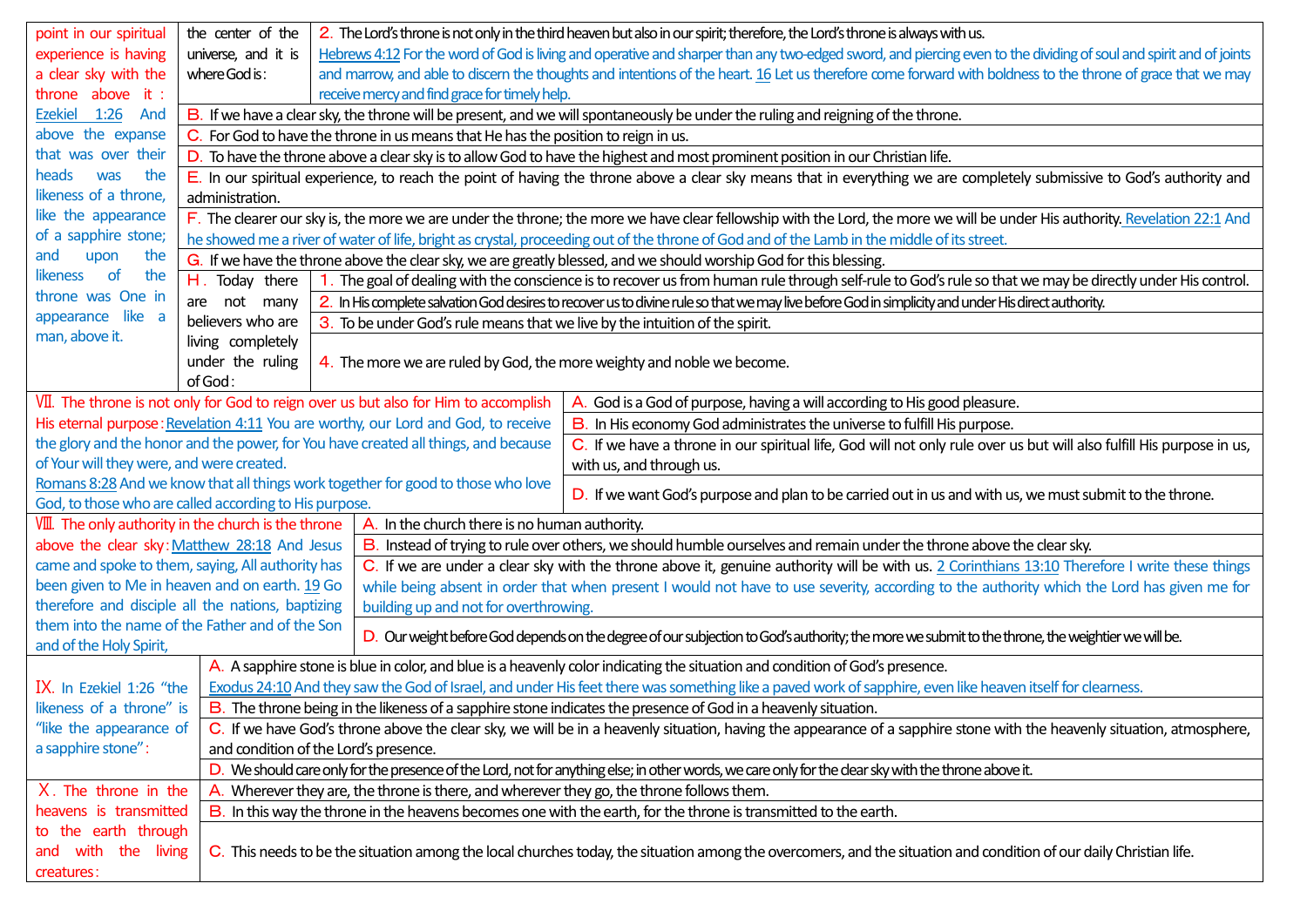| | | |
|---|---|---|
| point in our spiritual experience is having a clear sky with the throne above it : Ezekiel 1:26 And above the expanse that was over their heads was the likeness of a throne, like the appearance of a sapphire stone; and upon the likeness of the throne was One in appearance like a man, above it. | the center of the universe, and it is where God is : | 2. The Lord's throne is not only in the third heaven but also in our spirit; therefore, the Lord's throne is always with us. Hebrews 4:12 For the word of God is living and operative and sharper than any two-edged sword, and piercing even to the dividing of soul and spirit and of joints and marrow, and able to discern the thoughts and intentions of the heart. 16 Let us therefore come forward with boldness to the throne of grace that we may receive mercy and find grace for timely help. |
| | B. If we have a clear sky, the throne will be present, and we will spontaneously be under the ruling and reigning of the throne. | |
| | C. For God to have the throne in us means that He has the position to reign in us. | |
| | D. To have the throne above a clear sky is to allow God to have the highest and most prominent position in our Christian life. | |
| | E. In our spiritual experience, to reach the point of having the throne above a clear sky means that in everything we are completely submissive to God's authority and administration. | |
| | F. The clearer our sky is, the more we are under the throne; the more we have clear fellowship with the Lord, the more we will be under His authority. Revelation 22:1 And he showed me a river of water of life, bright as crystal, proceeding out of the throne of God and of the Lamb in the middle of its street. | |
| | G. If we have the throne above the clear sky, we are greatly blessed, and we should worship God for this blessing. | |
| | H. Today there are not many believers who are living completely under the ruling of God : | 1. The goal of dealing with the conscience is to recover us from human rule through self-rule to God's rule so that we may be directly under His control. |
| | | 2. In His complete salvation God desires to recover us to divine rule so that we may live before God in simplicity and under His direct authority. |
| | | 3. To be under God's rule means that we live by the intuition of the spirit. |
| | | 4. The more we are ruled by God, the more weighty and noble we become. |

| | |
|---|---|
| VII. The throne is not only for God to reign over us but also for Him to accomplish His eternal purpose : Revelation 4:11 You are worthy, our Lord and God, to receive the glory and the honor and the power, for You have created all things, and because of Your will they were, and were created. Romans 8:28 And we know that all things work together for good to those who love God, to those who are called according to His purpose. | A. God is a God of purpose, having a will according to His good pleasure. |
| | B. In His economy God administrates the universe to fulfill His purpose. |
| | C. If we have a throne in our spiritual life, God will not only rule over us but will also fulfill His purpose in us, with us, and through us. |
| | D. If we want God's purpose and plan to be carried out in us and with us, we must submit to the throne. |
| VIII. The only authority in the church is the throne above the clear sky : Matthew 28:18 And Jesus came and spoke to them, saying, All authority has been given to Me in heaven and on earth. 19 Go therefore and disciple all the nations, baptizing them into the name of the Father and of the Son and of the Holy Spirit, | A. In the church there is no human authority. |
| | B. Instead of trying to rule over others, we should humble ourselves and remain under the throne above the clear sky. |
| | C. If we are under a clear sky with the throne above it, genuine authority will be with us. 2 Corinthians 13:10 Therefore I write these things while being absent in order that when present I would not have to use severity, according to the authority which the Lord has given me for building up and not for overthrowing. |
| | D. Our weight before God depends on the degree of our subjection to God's authority; the more we submit to the throne, the weightier we will be. |
| IX. In Ezekiel 1:26 "the likeness of a throne" is "like the appearance of a sapphire stone" : | A. A sapphire stone is blue in color, and blue is a heavenly color indicating the situation and condition of God's presence. Exodus 24:10 And they saw the God of Israel, and under His feet there was something like a paved work of sapphire, even like heaven itself for clearness. |
| | B. The throne being in the likeness of a sapphire stone indicates the presence of God in a heavenly situation. |
| | C. If we have God's throne above the clear sky, we will be in a heavenly situation, having the appearance of a sapphire stone with the heavenly situation, atmosphere, and condition of the Lord's presence. |
| | D. We should care only for the presence of the Lord, not for anything else; in other words, we care only for the clear sky with the throne above it. |
| X. The throne in the heavens is transmitted to the earth through and with the living creatures : | A. Wherever they are, the throne is there, and wherever they go, the throne follows them. |
| | B. In this way the throne in the heavens becomes one with the earth, for the throne is transmitted to the earth. |
| | C. This needs to be the situation among the local churches today, the situation among the overcomers, and the situation and condition of our daily Christian life. |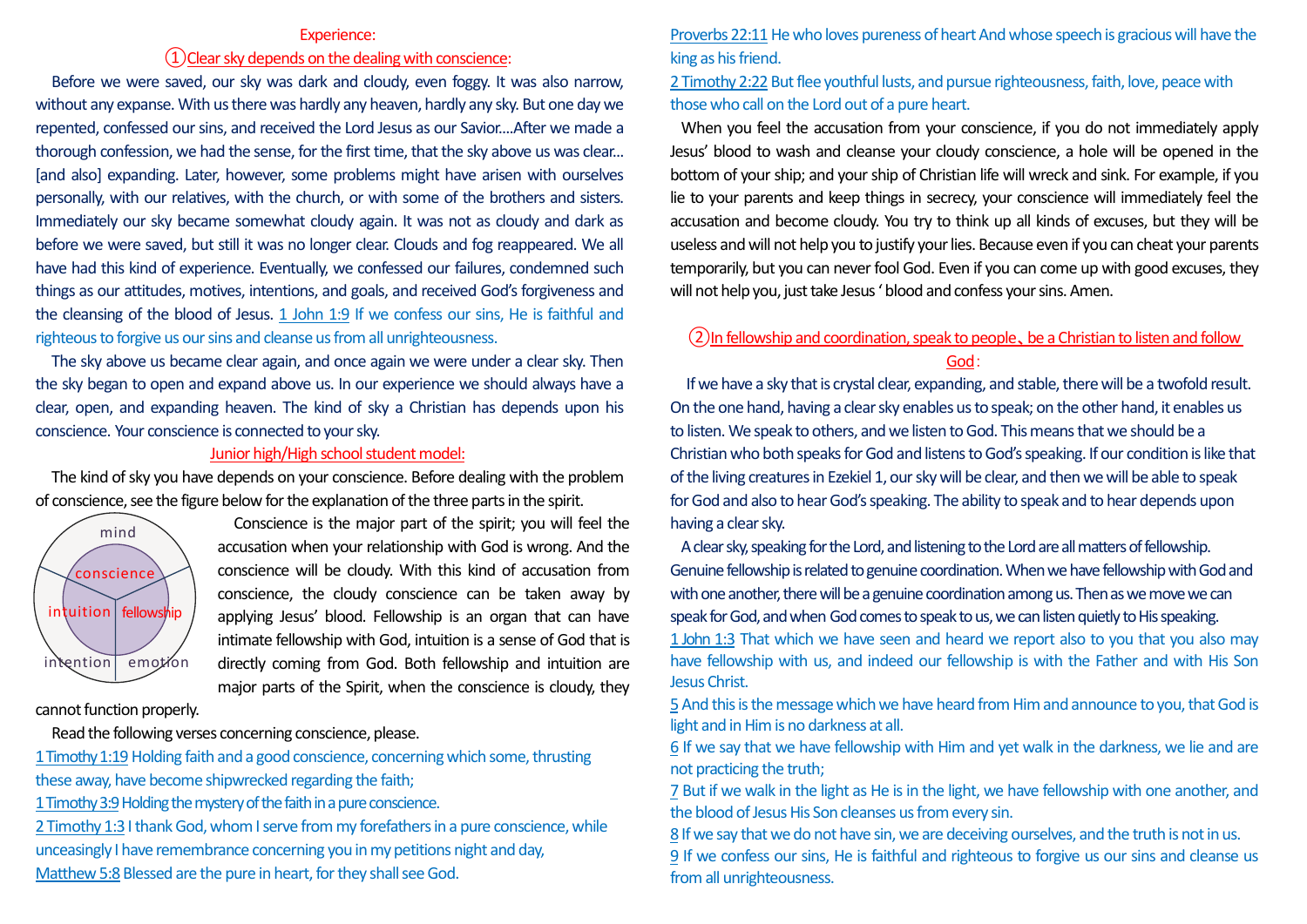Experience:

①Clear sky depends on the dealing with conscience:

Before we were saved, our sky was dark and cloudy, even foggy. It was also narrow, without any expanse. With us there was hardly any heaven, hardly any sky. But one day we repented, confessed our sins, and received the Lord Jesus as our Savior….After we made a thorough confession, we had the sense, for the first time, that the sky above us was clear… [and also] expanding. Later, however, some problems might have arisen with ourselves personally, with our relatives, with the church, or with some of the brothers and sisters. Immediately our sky became somewhat cloudy again. It was not as cloudy and dark as before we were saved, but still it was no longer clear. Clouds and fog reappeared. We all have had this kind of experience. Eventually, we confessed our failures, condemned such things as our attitudes, motives, intentions, and goals, and received God's forgiveness and the cleansing of the blood of Jesus. 1 John 1:9 If we confess our sins, He is faithful and righteous to forgive us our sins and cleanse us from all unrighteousness.

The sky above us became clear again, and once again we were under a clear sky. Then the sky began to open and expand above us. In our experience we should always have a clear, open, and expanding heaven. The kind of sky a Christian has depends upon his conscience. Your conscience is connected to your sky.

Junior high/High school student model:

The kind of sky you have depends on your conscience. Before dealing with the problem of conscience, see the figure below for the explanation of the three parts in the spirit.

Conscience is the major part of the spirit; you will feel the accusation when your relationship with God is wrong. And the conscience will be cloudy. With this kind of accusation from conscience, the cloudy conscience can be taken away by applying Jesus' blood. Fellowship is an organ that can have intimate fellowship with God, intuition is a sense of God that is directly coming from God. Both fellowship and intuition are major parts of the Spirit, when the conscience is cloudy, they cannot function properly.

Read the following verses concerning conscience, please.

1 Timothy 1:19 Holding faith and a good conscience, concerning which some, thrusting these away, have become shipwrecked regarding the faith;

1 Timothy 3:9 Holding the mystery of the faith in a pure conscience.

2 Timothy 1:3 I thank God, whom I serve from my forefathers in a pure conscience, while unceasingly I have remembrance concerning you in my petitions night and day,

Matthew 5:8 Blessed are the pure in heart, for they shall see God.

Proverbs 22:11 He who loves pureness of heart And whose speech is gracious will have the king as his friend.

2 Timothy 2:22 But flee youthful lusts, and pursue righteousness, faith, love, peace with those who call on the Lord out of a pure heart.

When you feel the accusation from your conscience, if you do not immediately apply Jesus' blood to wash and cleanse your cloudy conscience, a hole will be opened in the bottom of your ship; and your ship of Christian life will wreck and sink. For example, if you lie to your parents and keep things in secrecy, your conscience will immediately feel the accusation and become cloudy. You try to think up all kinds of excuses, but they will be useless and will not help you to justify your lies. Because even if you can cheat your parents temporarily, but you can never fool God. Even if you can come up with good excuses, they will not help you, just take Jesus ' blood and confess your sins. Amen.

②In fellowship and coordination, speak to people、be a Christian to listen and follow God:

If we have a sky that is crystal clear, expanding, and stable, there will be a twofold result. On the one hand, having a clear sky enables us to speak; on the other hand, it enables us to listen. We speak to others, and we listen to God. This means that we should be a Christian who both speaks for God and listens to God's speaking. If our condition is like that of the living creatures in Ezekiel 1, our sky will be clear, and then we will be able to speak for God and also to hear God's speaking. The ability to speak and to hear depends upon having a clear sky.

A clear sky, speaking for the Lord, and listening to the Lord are all matters of fellowship. Genuine fellowship is related to genuine coordination. When we have fellowship with God and with one another, there will be a genuine coordination among us. Then as we move we can speak for God, and when God comes to speak to us, we can listen quietly to His speaking.

1 John 1:3 That which we have seen and heard we report also to you that you also may have fellowship with us, and indeed our fellowship is with the Father and with His Son Jesus Christ.

5 And this is the message which we have heard from Him and announce to you, that God is light and in Him is no darkness at all.

6 If we say that we have fellowship with Him and yet walk in the darkness, we lie and are not practicing the truth;

7 But if we walk in the light as He is in the light, we have fellowship with one another, and the blood of Jesus His Son cleanses us from every sin.

8 If we say that we do not have sin, we are deceiving ourselves, and the truth is not in us.

9 If we confess our sins, He is faithful and righteous to forgive us our sins and cleanse us from all unrighteousness.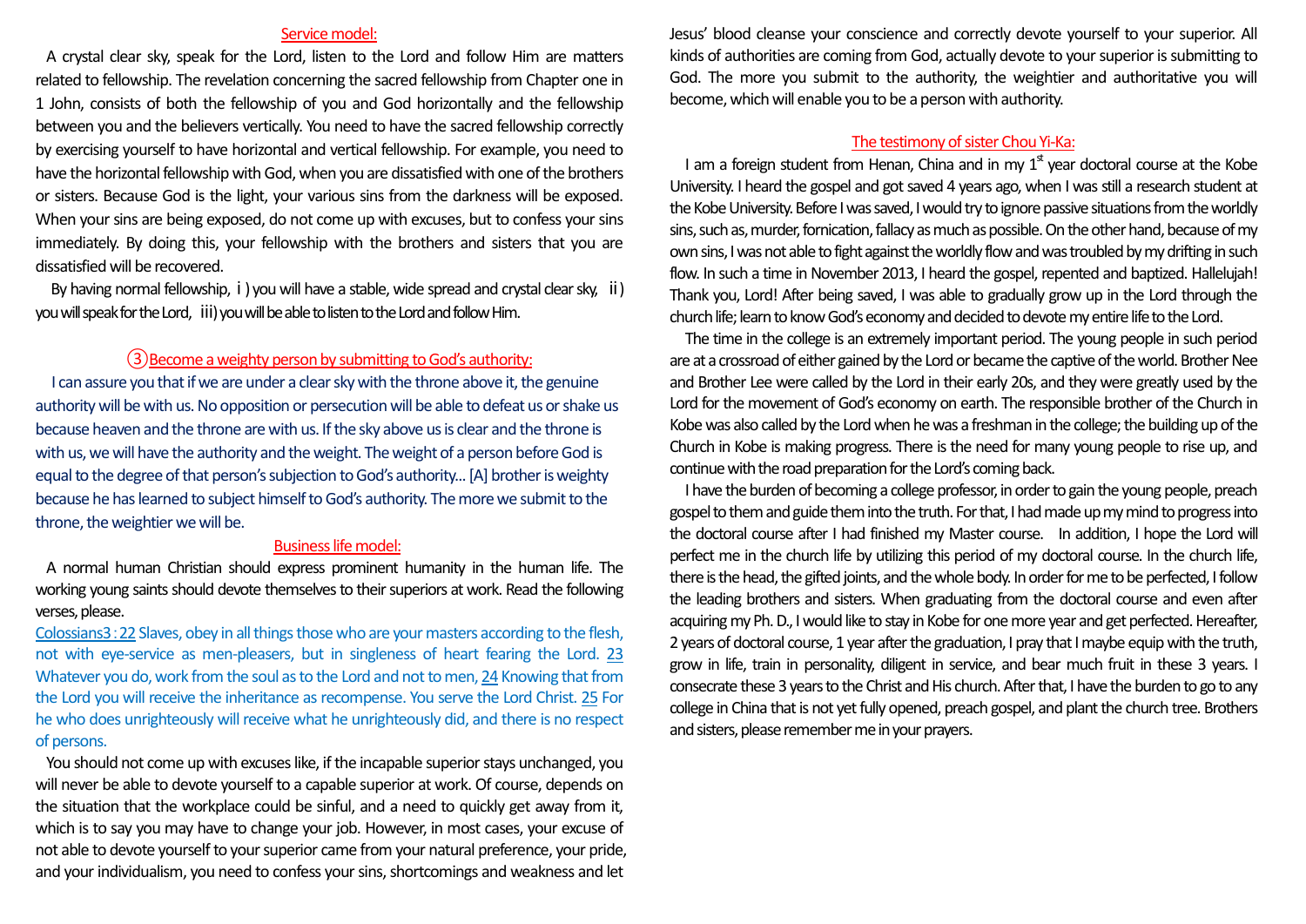## Service model:

A crystal clear sky, speak for the Lord, listen to the Lord and follow Him are matters related to fellowship. The revelation concerning the sacred fellowship from Chapter one in 1 John, consists of both the fellowship of you and God horizontally and the fellowship between you and the believers vertically. You need to have the sacred fellowship correctly by exercising yourself to have horizontal and vertical fellowship. For example, you need to have the horizontal fellowship with God, when you are dissatisfied with one of the brothers or sisters. Because God is the light, your various sins from the darkness will be exposed. When your sins are being exposed, do not come up with excuses, but to confess your sins immediately. By doing this, your fellowship with the brothers and sisters that you are dissatisfied will be recovered.

By having normal fellowship, ⅰ) you will have a stable, wide spread and crystal clear sky, ⅱ) you will speak for the Lord, ⅲ) you will be able to listen to the Lord and follow Him.

## ③Become a weighty person by submitting to God's authority:

I can assure you that if we are under a clear sky with the throne above it, the genuine authority will be with us. No opposition or persecution will be able to defeat us or shake us because heaven and the throne are with us. If the sky above us is clear and the throne is with us, we will have the authority and the weight. The weight of a person before God is equal to the degree of that person's subjection to God's authority… [A] brother is weighty because he has learned to subject himself to God's authority. The more we submit to the throne, the weightier we will be.

## Business life model:

A normal human Christian should express prominent humanity in the human life. The working young saints should devote themselves to their superiors at work. Read the following verses, please.

Colossians3 : 22 Slaves, obey in all things those who are your masters according to the flesh, not with eye-service as men-pleasers, but in singleness of heart fearing the Lord. 23 Whatever you do, work from the soul as to the Lord and not to men, 24 Knowing that from the Lord you will receive the inheritance as recompense. You serve the Lord Christ. 25 For he who does unrighteously will receive what he unrighteously did, and there is no respect of persons.

You should not come up with excuses like, if the incapable superior stays unchanged, you will never be able to devote yourself to a capable superior at work. Of course, depends on the situation that the workplace could be sinful, and a need to quickly get away from it, which is to say you may have to change your job. However, in most cases, your excuse of not able to devote yourself to your superior came from your natural preference, your pride, and your individualism, you need to confess your sins, shortcomings and weakness and let Jesus' blood cleanse your conscience and correctly devote yourself to your superior. All kinds of authorities are coming from God, actually devote to your superior is submitting to God. The more you submit to the authority, the weightier and authoritative you will become, which will enable you to be a person with authority.

## The testimony of sister Chou Yi-Ka:

I am a foreign student from Henan, China and in my 1st year doctoral course at the Kobe University. I heard the gospel and got saved 4 years ago, when I was still a research student at the Kobe University. Before I was saved, I would try to ignore passive situations from the worldly sins, such as, murder, fornication, fallacy as much as possible. On the other hand, because of my own sins, I was not able to fight against the worldly flow and was troubled by my drifting in such flow. In such a time in November 2013, I heard the gospel, repented and baptized. Hallelujah! Thank you, Lord! After being saved, I was able to gradually grow up in the Lord through the church life; learn to know God's economy and decided to devote my entire life to the Lord.

The time in the college is an extremely important period. The young people in such period are at a crossroad of either gained by the Lord or became the captive of the world. Brother Nee and Brother Lee were called by the Lord in their early 20s, and they were greatly used by the Lord for the movement of God's economy on earth. The responsible brother of the Church in Kobe was also called by the Lord when he was a freshman in the college; the building up of the Church in Kobe is making progress. There is the need for many young people to rise up, and continue with the road preparation for the Lord's coming back.

I have the burden of becoming a college professor, in order to gain the young people, preach gospel to them and guide them into the truth. For that, I had made up my mind to progress into the doctoral course after I had finished my Master course. In addition, I hope the Lord will perfect me in the church life by utilizing this period of my doctoral course. In the church life, there is the head, the gifted joints, and the whole body. In order for me to be perfected, I follow the leading brothers and sisters. When graduating from the doctoral course and even after acquiring my Ph. D., I would like to stay in Kobe for one more year and get perfected. Hereafter, 2 years of doctoral course, 1 year after the graduation, I pray that I maybe equip with the truth, grow in life, train in personality, diligent in service, and bear much fruit in these 3 years. I consecrate these 3 years to the Christ and His church. After that, I have the burden to go to any college in China that is not yet fully opened, preach gospel, and plant the church tree. Brothers and sisters, please remember me in your prayers.